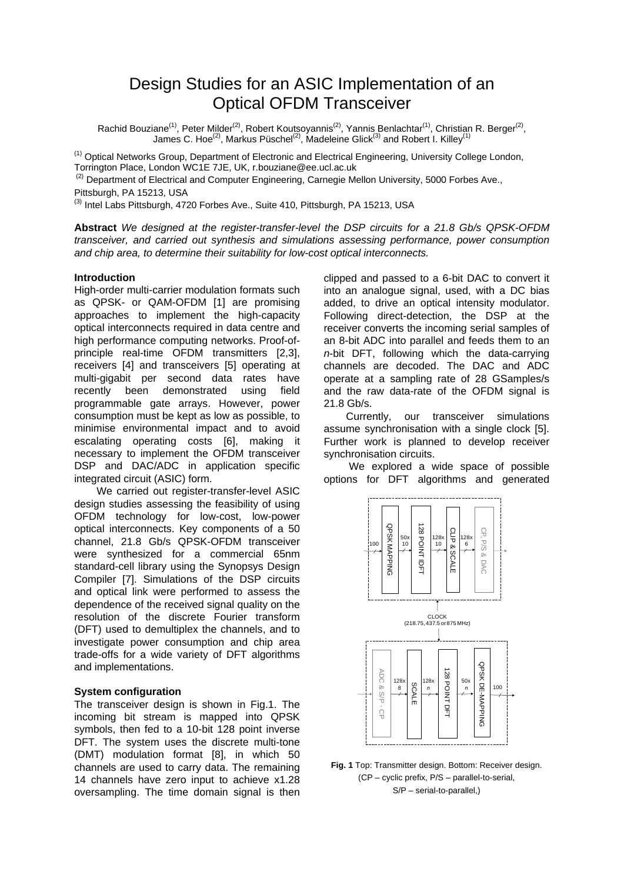# Design Studies for an ASIC Implementation of an Optical OFDM Transceiver

Rachid Bouziane[(1)], Peter Milder[(2)], Robert Koutsoyannis[(2)], Yannis Benlachtar[(1)], Christian R. Berger[(2)], James C. Hoe[(2)], Markus Püschel[(2)], Madeleine Glick[(3)] and Robert I. Killey[(1)]

[(1)] Optical Networks Group, Department of Electronic and Electrical Engineering, University College London, Torrington Place, London WC1E 7JE, UK, r.bouziane@ee.ucl.ac.uk

[(2)] Department of Electrical and Computer Engineering, Carnegie Mellon University, 5000 Forbes Ave., Pittsburgh, PA 15213, USA

[(3)] Intel Labs Pittsburgh, 4720 Forbes Ave., Suite 410, Pittsburgh, PA 15213, USA

**Abstract** *We designed at the register-transfer-level the DSP circuits for a 21.8 Gb/s QPSK-OFDM transceiver, and carried out synthesis and simulations assessing performance, power consumption and chip area, to determine their suitability for low-cost optical interconnects.*

## Introduction

High-order multi-carrier modulation formats such as QPSK- or QAM-OFDM [1] are promising approaches to implement the high-capacity optical interconnects required in data centre and high performance computing networks. Proof-of-principle real-time OFDM transmitters [2,3], receivers [4] and transceivers [5] operating at multi-gigabit per second data rates have recently been demonstrated using field programmable gate arrays. However, power consumption must be kept as low as possible, to minimise environmental impact and to avoid escalating operating costs [6], making it necessary to implement the OFDM transceiver DSP and DAC/ADC in application specific integrated circuit (ASIC) form.

We carried out register-transfer-level ASIC design studies assessing the feasibility of using OFDM technology for low-cost, low-power optical interconnects. Key components of a 50 channel, 21.8 Gb/s QPSK-OFDM transceiver were synthesized for a commercial 65nm standard-cell library using the Synopsys Design Compiler [7]. Simulations of the DSP circuits and optical link were performed to assess the dependence of the received signal quality on the resolution of the discrete Fourier transform (DFT) used to demultiplex the channels, and to investigate power consumption and chip area trade-offs for a wide variety of DFT algorithms and implementations.

## System configuration

The transceiver design is shown in Fig.1. The incoming bit stream is mapped into QPSK symbols, then fed to a 10-bit 128 point inverse DFT. The system uses the discrete multi-tone (DMT) modulation format [8], in which 50 channels are used to carry data. The remaining 14 channels have zero input to achieve x1.28 oversampling. The time domain signal is then clipped and passed to a 6-bit DAC to convert it into an analogue signal, used, with a DC bias added, to drive an optical intensity modulator. Following direct-detection, the DSP at the receiver converts the incoming serial samples of an 8-bit ADC into parallel and feeds them to an *n*-bit DFT, following which the data-carrying channels are decoded. The DAC and ADC operate at a sampling rate of 28 GSamples/s and the raw data-rate of the OFDM signal is 21.8 Gb/s.

Currently, our transceiver simulations assume synchronisation with a single clock [5]. Further work is planned to develop receiver synchronisation circuits.

We explored a wide space of possible options for DFT algorithms and generated

**Fig. 1** Top: Transmitter design. Bottom: Receiver design. (CP – cyclic prefix, P/S – parallel-to-serial, S/P – serial-to-parallel,)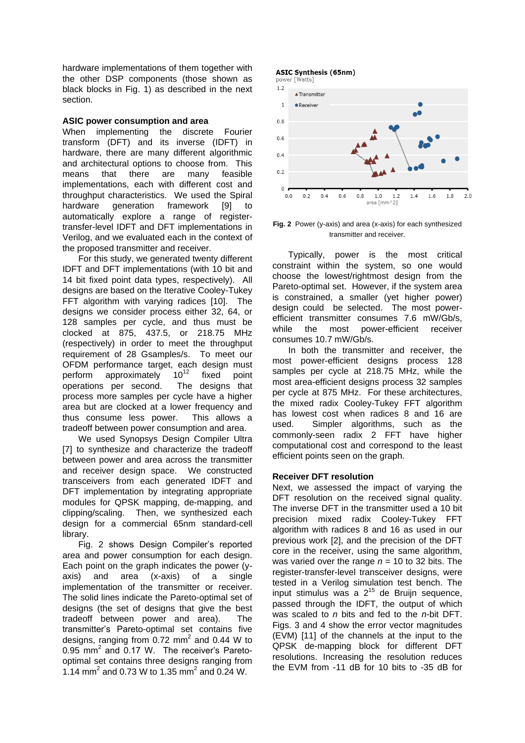hardware implementations of them together with the other DSP components (those shown as black blocks in Fig. 1) as described in the next section.

## ASIC power consumption and area

When implementing the discrete Fourier transform (DFT) and its inverse (IDFT) in hardware, there are many different algorithmic and architectural options to choose from. This means that there are many feasible implementations, each with different cost and throughput characteristics. We used the Spiral hardware generation framework [9] to automatically explore a range of register-transfer-level IDFT and DFT implementations in Verilog, and we evaluated each in the context of the proposed transmitter and receiver.

For this study, we generated twenty different IDFT and DFT implementations (with 10 bit and 14 bit fixed point data types, respectively). All designs are based on the Iterative Cooley-Tukey FFT algorithm with varying radices [10]. The designs we consider process either 32, 64, or 128 samples per cycle, and thus must be clocked at 875, 437.5, or 218.75 MHz (respectively) in order to meet the throughput requirement of 28 Gsamples/s. To meet our OFDM performance target, each design must perform approximately $10^{12}$ fixed point operations per second. The designs that process more samples per cycle have a higher area but are clocked at a lower frequency and thus consume less power. This allows a tradeoff between power consumption and area.

We used Synopsys Design Compiler Ultra [7] to synthesize and characterize the tradeoff between power and area across the transmitter and receiver design space. We constructed transceivers from each generated IDFT and DFT implementation by integrating appropriate modules for QPSK mapping, de-mapping, and clipping/scaling. Then, we synthesized each design for a commercial 65nm standard-cell library.

Fig. 2 shows Design Compiler's reported area and power consumption for each design. Each point on the graph indicates the power (y-axis) and area (x-axis) of a single implementation of the transmitter or receiver. The solid lines indicate the Pareto-optimal set of designs (the set of designs that give the best tradeoff between power and area). The transmitter's Pareto-optimal set contains five designs, ranging from 0.72 $mm^2$ and 0.44 W to 0.95 $mm^2$ and 0.17 W. The receiver's Pareto-optimal set contains three designs ranging from 1.14 $mm^2$ and 0.73 W to 1.35 $mm^2$ and 0.24 W.

**Fig. 2** Power (y-axis) and area (x-axis) for each synthesized transmitter and receiver.

Typically, power is the most critical constraint within the system, so one would choose the lowest/rightmost design from the Pareto-optimal set. However, if the system area is constrained, a smaller (yet higher power) design could be selected. The most power-efficient transmitter consumes 7.6 mW/Gb/s, while the most power-efficient receiver consumes 10.7 mW/Gb/s.

In both the transmitter and receiver, the most power-efficient designs process 128 samples per cycle at 218.75 MHz, while the most area-efficient designs process 32 samples per cycle at 875 MHz. For these architectures, the mixed radix Cooley-Tukey FFT algorithm has lowest cost when radices 8 and 16 are used. Simpler algorithms, such as the commonly-seen radix 2 FFT have higher computational cost and correspond to the least efficient points seen on the graph.

## Receiver DFT resolution

Next, we assessed the impact of varying the DFT resolution on the received signal quality. The inverse DFT in the transmitter used a 10 bit precision mixed radix Cooley-Tukey FFT algorithm with radices 8 and 16 as used in our previous work [2], and the precision of the DFT core in the receiver, using the same algorithm, was varied over the range $n$ = 10 to 32 bits. The register-transfer-level transceiver designs, were tested in a Verilog simulation test bench. The input stimulus was a $2^{15}$ de Bruijn sequence, passed through the IDFT, the output of which was scaled to $n$ bits and fed to the $n$-bit DFT. Figs. 3 and 4 show the error vector magnitudes (EVM) [11] of the channels at the input to the QPSK de-mapping block for different DFT resolutions. Increasing the resolution reduces the EVM from -11 dB for 10 bits to -35 dB for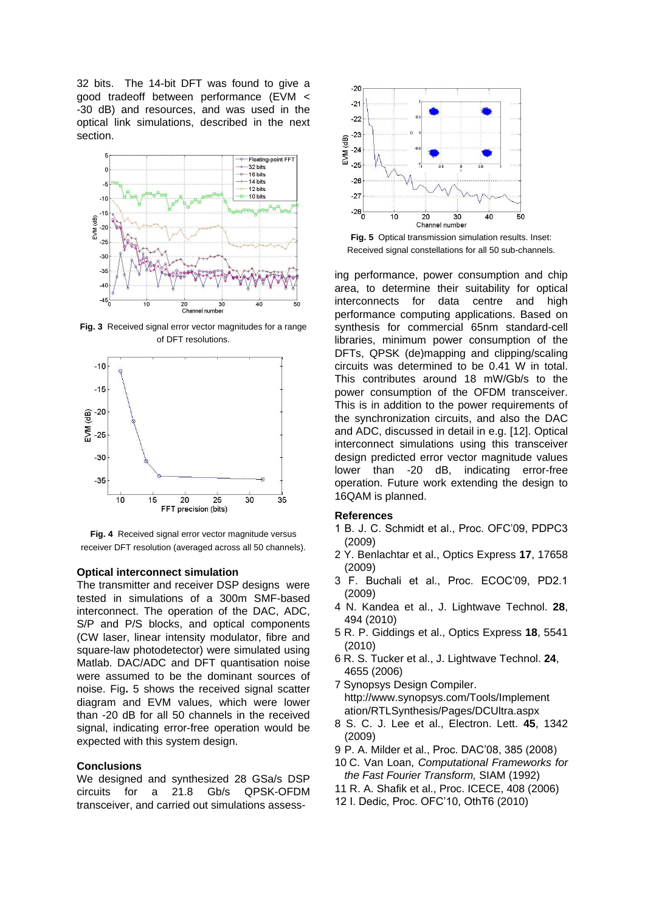32 bits. The 14-bit DFT was found to give a good tradeoff between performance (EVM < -30 dB) and resources, and was used in the optical link simulations, described in the next section.

Floating-point FFT
32 bits
16 bits
14 bits
12 bits
10 bits
EVM (dB)
Channel number

**Fig. 3** Received signal error vector magnitudes for a range of DFT resolutions.

EVM (dB)
FFT precision (bits)

**Fig. 4** Received signal error vector magnitude versus receiver DFT resolution (averaged across all 50 channels).

### Optical interconnect simulation

The transmitter and receiver DSP designs were tested in simulations of a 300m SMF-based interconnect. The operation of the DAC, ADC, S/P and P/S blocks, and optical components (CW laser, linear intensity modulator, fibre and square-law photodetector) were simulated using Matlab. DAC/ADC and DFT quantisation noise were assumed to be the dominant sources of noise. Fig**.** 5 shows the received signal scatter diagram and EVM values, which were lower than -20 dB for all 50 channels in the received signal, indicating error-free operation would be expected with this system design.

### Conclusions

We designed and synthesized 28 GSa/s DSP circuits for a 21.8 Gb/s QPSK-OFDM transceiver, and carried out simulations assessing performance, power consumption and chip area, to determine their suitability for optical interconnects for data centre and high performance computing applications. Based on synthesis for commercial 65nm standard-cell libraries, minimum power consumption of the DFTs, QPSK (de)mapping and clipping/scaling circuits was determined to be 0.41 W in total. This contributes around 18 mW/Gb/s to the power consumption of the OFDM transceiver. This is in addition to the power requirements of the synchronization circuits, and also the DAC and ADC, discussed in detail in e.g. [12]. Optical interconnect simulations using this transceiver design predicted error vector magnitude values lower than -20 dB, indicating error-free operation. Future work extending the design to 16QAM is planned.

EVM (dB)
Channel number

**Fig. 5** Optical transmission simulation results. Inset: Received signal constellations for all 50 sub-channels.

### References

1 B. J. C. Schmidt et al., Proc. OFC'09, PDPC3 (2009)

2 Y. Benlachtar et al., Optics Express **17**, 17658 (2009)

3 F. Buchali et al., Proc. ECOC'09, PD2.1 (2009)

4 N. Kandea et al., J. Lightwave Technol. **28**, 494 (2010)

5 R. P. Giddings et al., Optics Express **18**, 5541 (2010)

6 R. S. Tucker et al., J. Lightwave Technol. **24**, 4655 (2006)

7 Synopsys Design Compiler. http://www.synopsys.com/Tools/Implementation/RTLSynthesis/Pages/DCUltra.aspx

8 S. C. J. Lee et al., Electron. Lett. **45**, 1342 (2009)

9 P. A. Milder et al., Proc. DAC'08, 385 (2008)

10 C. Van Loan, *Computational Frameworks for the Fast Fourier Transform,* SIAM (1992)

11 R. A. Shafik et al., Proc. ICECE, 408 (2006)

12 I. Dedic, Proc. OFC'10, OthT6 (2010)